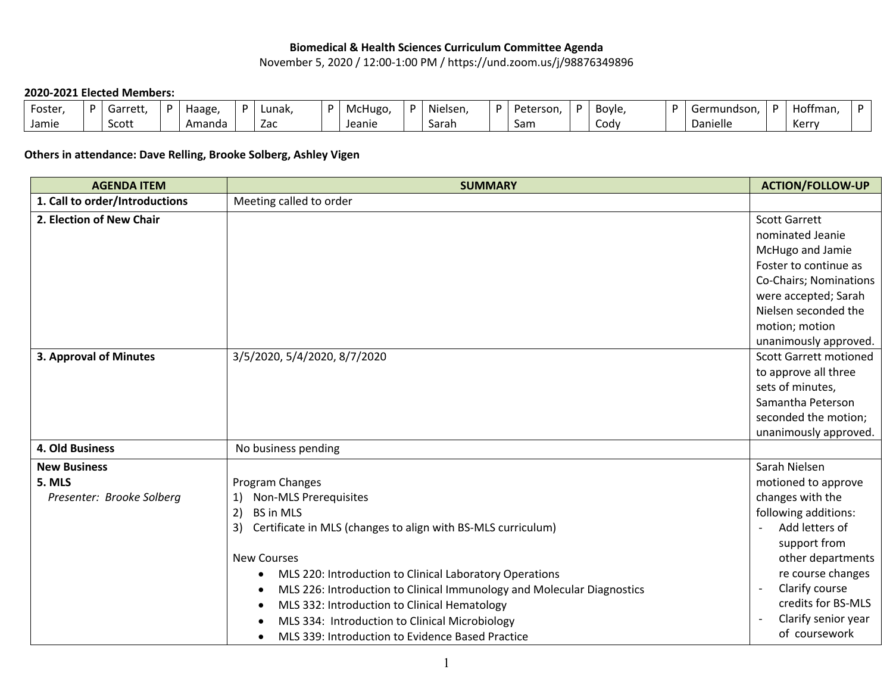**Biomedical & Health Sciences Curriculum Committee Agenda**

November 5, 2020 / 12:00-1:00 PM / https://und.zoom.us/j/98876349896

**2020-2021 Elected Members:**

| Foster, Jamie | P | Garrett, Scott | P | Haage, Amanda | P | Lunak, Zac | P | McHugo, Jeanie | P | Nielsen, Sarah | P | Peterson, Sam | P | Boyle, Cody | P | Germundson, Danielle | P | Hoffman, Kerry | P |
|---|---|---|---|---|---|---|---|---|---|---|---|---|---|---|---|---|---|---|---|

**Others in attendance: Dave Relling, Brooke Solberg, Ashley Vigen**

| AGENDA ITEM | SUMMARY | ACTION/FOLLOW-UP |
|---|---|---|
| **1. Call to order/Introductions** | Meeting called to order | |
| **2. Election of New Chair** | | Scott Garrett nominated Jeanie McHugo and Jamie Foster to continue as Co-Chairs; Nominations were accepted; Sarah Nielsen seconded the motion; motion unanimously approved. |
| **3. Approval of Minutes** | 3/5/2020, 5/4/2020, 8/7/2020 | Scott Garrett motioned to approve all three sets of minutes, Samantha Peterson seconded the motion; unanimously approved. |
| **4. Old Business** | No business pending | |
| **New Business**<br>**5. MLS**<br>*Presenter: Brooke Solberg* | Program Changes<br>1) Non-MLS Prerequisites<br>2) BS in MLS<br>3) Certificate in MLS (changes to align with BS-MLS curriculum)<br><br>New Courses<br>• MLS 220: Introduction to Clinical Laboratory Operations<br>• MLS 226: Introduction to Clinical Immunology and Molecular Diagnostics<br>• MLS 332: Introduction to Clinical Hematology<br>• MLS 334: Introduction to Clinical Microbiology<br>• MLS 339: Introduction to Evidence Based Practice | Sarah Nielsen motioned to approve changes with the following additions:<br>- Add letters of support from other departments re course changes<br>- Clarify course credits for BS-MLS<br>- Clarify senior year of coursework |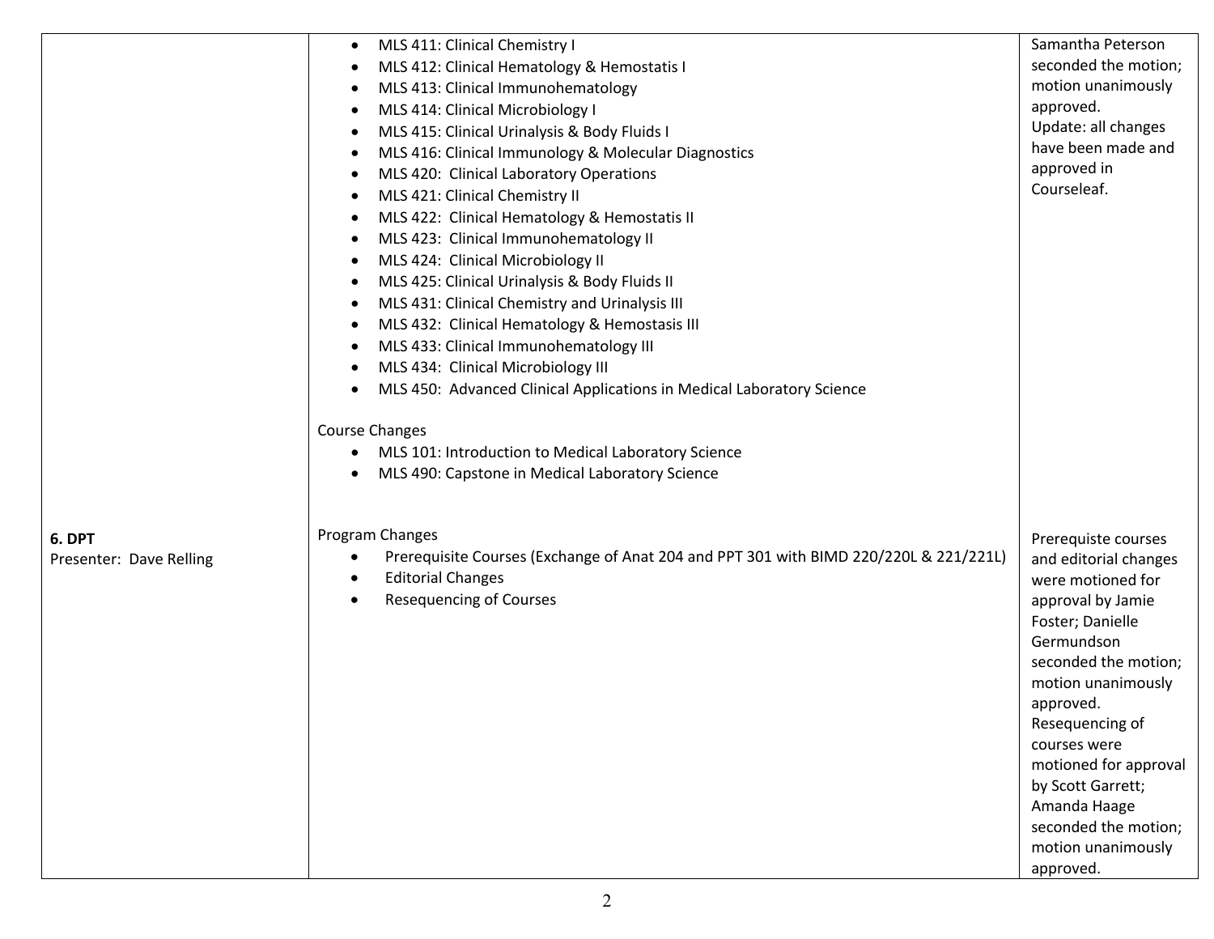| | | |
|---|---|---|
| | • MLS 411: Clinical Chemistry I<br>• MLS 412: Clinical Hematology & Hemostatis I<br>• MLS 413: Clinical Immunohematology<br>• MLS 414: Clinical Microbiology I<br>• MLS 415: Clinical Urinalysis & Body Fluids I<br>• MLS 416: Clinical Immunology & Molecular Diagnostics<br>• MLS 420: Clinical Laboratory Operations<br>• MLS 421: Clinical Chemistry II<br>• MLS 422: Clinical Hematology & Hemostatis II<br>• MLS 423: Clinical Immunohematology II<br>• MLS 424: Clinical Microbiology II<br>• MLS 425: Clinical Urinalysis & Body Fluids II<br>• MLS 431: Clinical Chemistry and Urinalysis III<br>• MLS 432: Clinical Hematology & Hemostasis III<br>• MLS 433: Clinical Immunohematology III<br>• MLS 434: Clinical Microbiology III<br>• MLS 450: Advanced Clinical Applications in Medical Laboratory Science<br><br>Course Changes<br>• MLS 101: Introduction to Medical Laboratory Science<br>• MLS 490: Capstone in Medical Laboratory Science | Samantha Peterson seconded the motion; motion unanimously approved.<br>Update: all changes have been made and approved in Courseleaf. |
| **6. DPT**<br>Presenter: Dave Relling | Program Changes<br>• Prerequisite Courses (Exchange of Anat 204 and PPT 301 with BIMD 220/220L & 221/221L)<br>• Editorial Changes<br>• Resequencing of Courses | Prerequiste courses and editorial changes were motioned for approval by Jamie Foster; Danielle Germundson seconded the motion; motion unanimously approved.<br>Resequencing of courses were motioned for approval by Scott Garrett; Amanda Haage seconded the motion; motion unanimously approved. |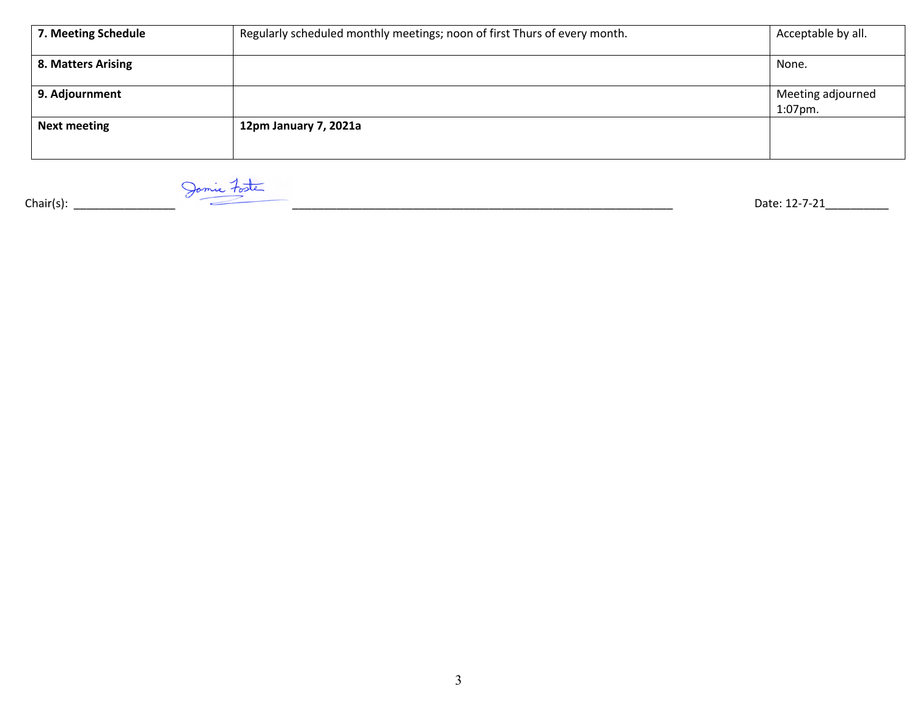| | | |
|---|---|---|
| **7. Meeting Schedule** | Regularly scheduled monthly meetings; noon of first Thurs of every month. | Acceptable by all. |
| **8. Matters Arising** | | None. |
| **9. Adjournment** | | Meeting adjourned 1:07pm. |
| **Next meeting** | **12pm January 7, 2021a** | |

Chair(s): ________________ Jamie Foster ______________________________________________________________ Date: 12-7-21__________